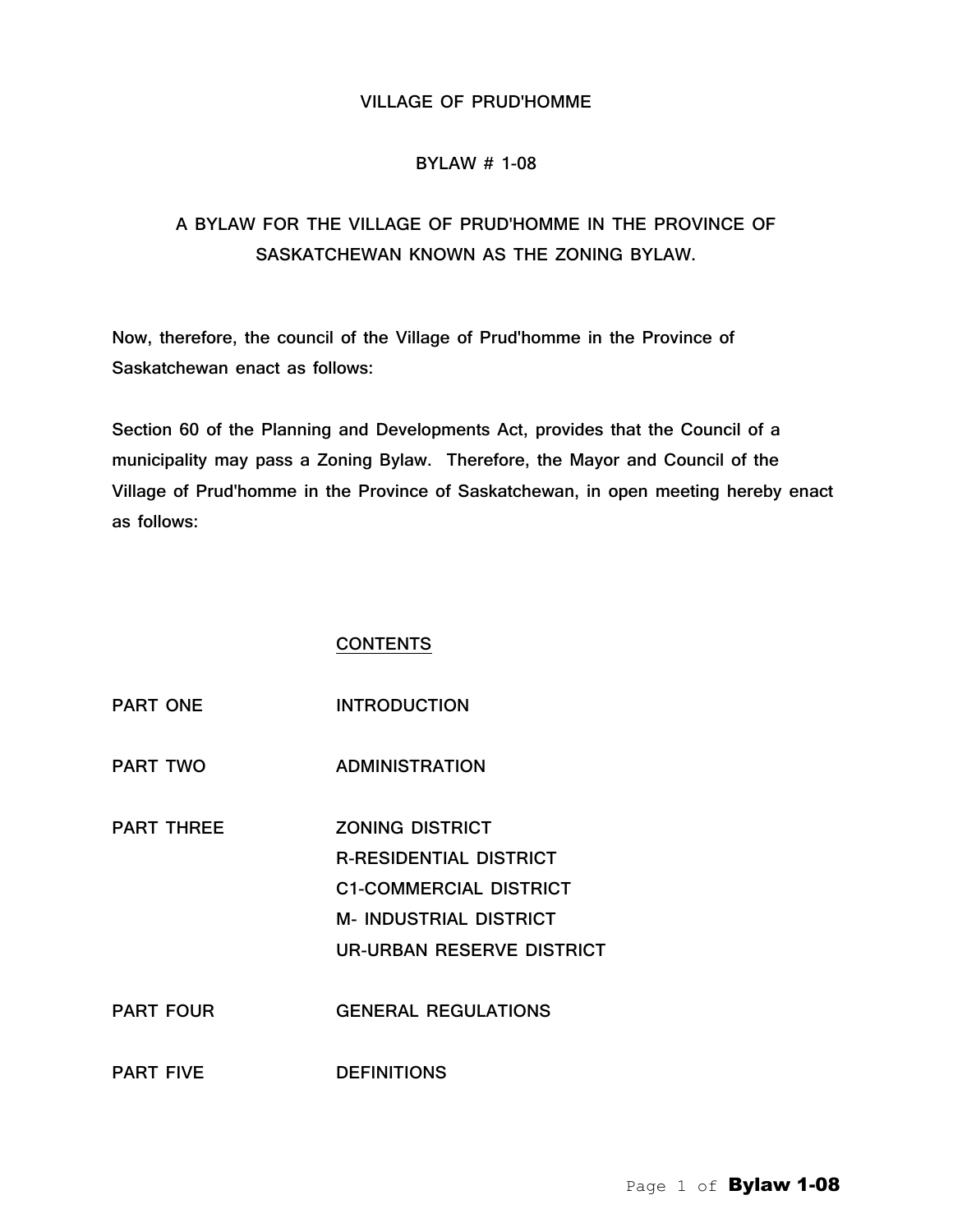# VILLAGE OF PRUD'HOMME

## BYLAW # 1-08

## A BYLAW FOR THE VILLAGE OF PRUD'HOMME IN THE PROVINCE OF SASKATCHEWAN KNOWN AS THE ZONING BYLAW.

Now, therefore, the council of the Village of Prud'homme in the Province of Saskatchewan enact as follows:

Section 60 of the Planning and Developments Act, provides that the Council of a municipality may pass a Zoning Bylaw. Therefore, the Mayor and Council of the Village of Prud'homme in the Province of Saskatchewan, in open meeting hereby enact as follows:

### CONTENTS

| | |
|---|---|
| PART ONE | INTRODUCTION |
| PART TWO | ADMINISTRATION |
| PART THREE | ZONING DISTRICT<br>R-RESIDENTIAL DISTRICT<br>C1-COMMERCIAL DISTRICT<br>M- INDUSTRIAL DISTRICT<br>UR-URBAN RESERVE DISTRICT |
| PART FOUR | GENERAL REGULATIONS |
| PART FIVE | DEFINITIONS |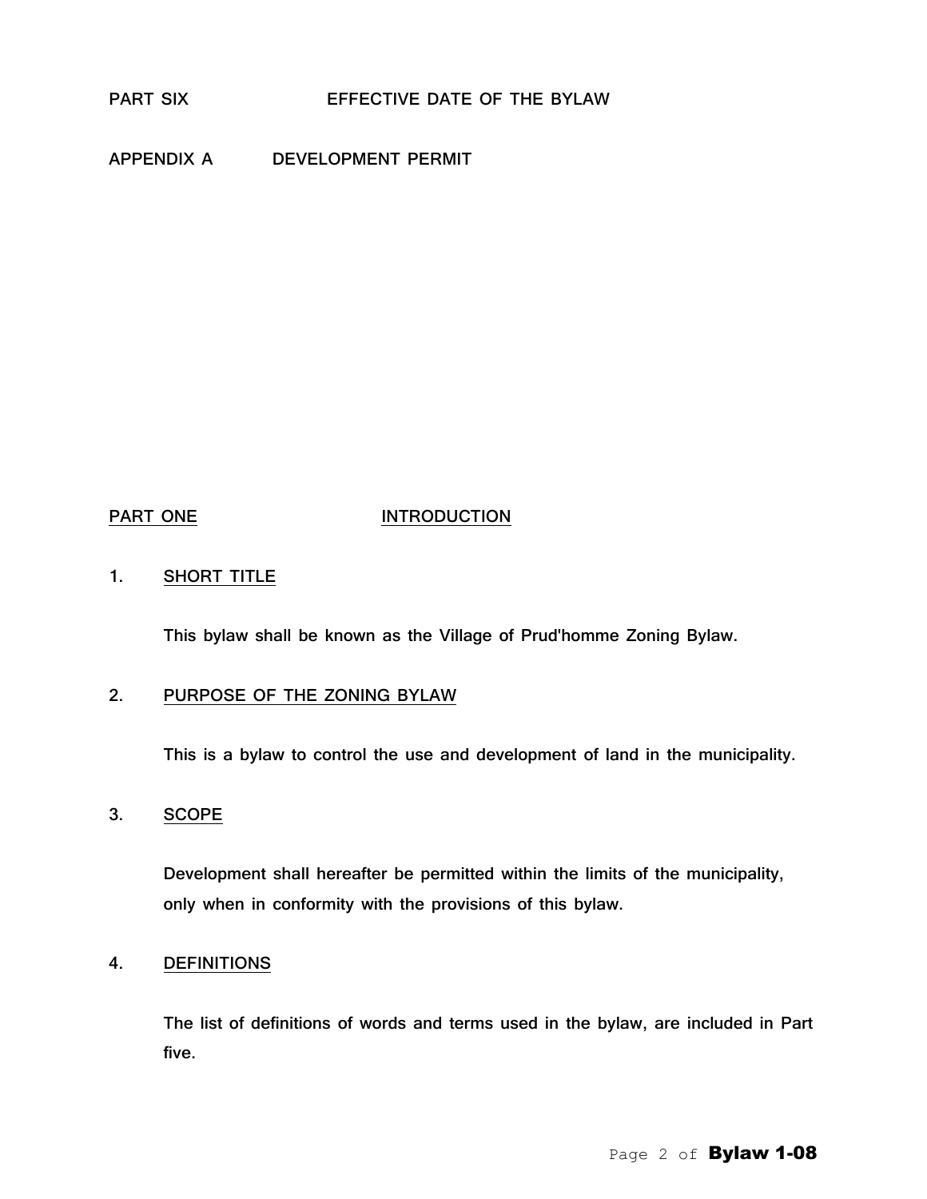PART SIX EFFECTIVE DATE OF THE BYLAW

APPENDIX A DEVELOPMENT PERMIT

## PART ONE INTRODUCTION

### 1. SHORT TITLE

This bylaw shall be known as the Village of Prud'homme Zoning Bylaw.

### 2. PURPOSE OF THE ZONING BYLAW

This is a bylaw to control the use and development of land in the municipality.

### 3. SCOPE

Development shall hereafter be permitted within the limits of the municipality, only when in conformity with the provisions of this bylaw.

### 4. DEFINITIONS

The list of definitions of words and terms used in the bylaw, are included in Part five.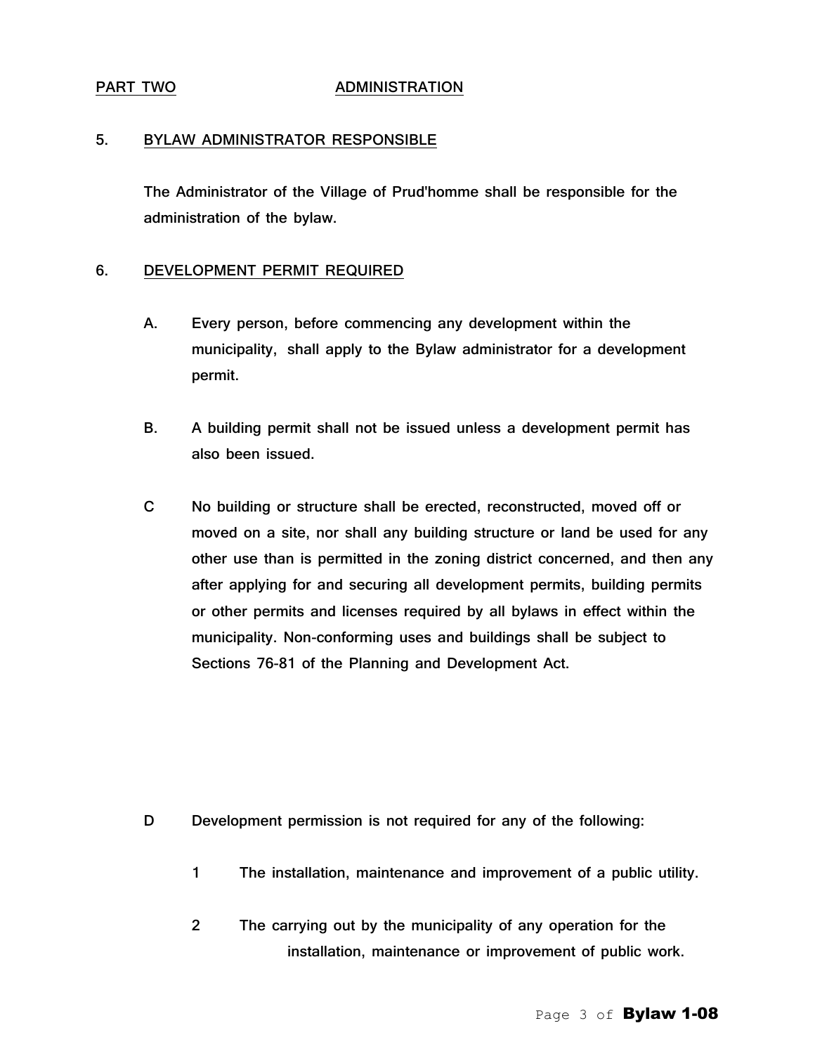## PART TWO ADMINISTRATION

### 5. BYLAW ADMINISTRATOR RESPONSIBLE

The Administrator of the Village of Prud'homme shall be responsible for the administration of the bylaw.

### 6. DEVELOPMENT PERMIT REQUIRED

A. Every person, before commencing any development within the municipality, shall apply to the Bylaw administrator for a development permit.

B. A building permit shall not be issued unless a development permit has also been issued.

C No building or structure shall be erected, reconstructed, moved off or moved on a site, nor shall any building structure or land be used for any other use than is permitted in the zoning district concerned, and then any after applying for and securing all development permits, building permits or other permits and licenses required by all bylaws in effect within the municipality. Non-conforming uses and buildings shall be subject to Sections 76-81 of the Planning and Development Act.

D Development permission is not required for any of the following:

1 The installation, maintenance and improvement of a public utility.

2 The carrying out by the municipality of any operation for the installation, maintenance or improvement of public work.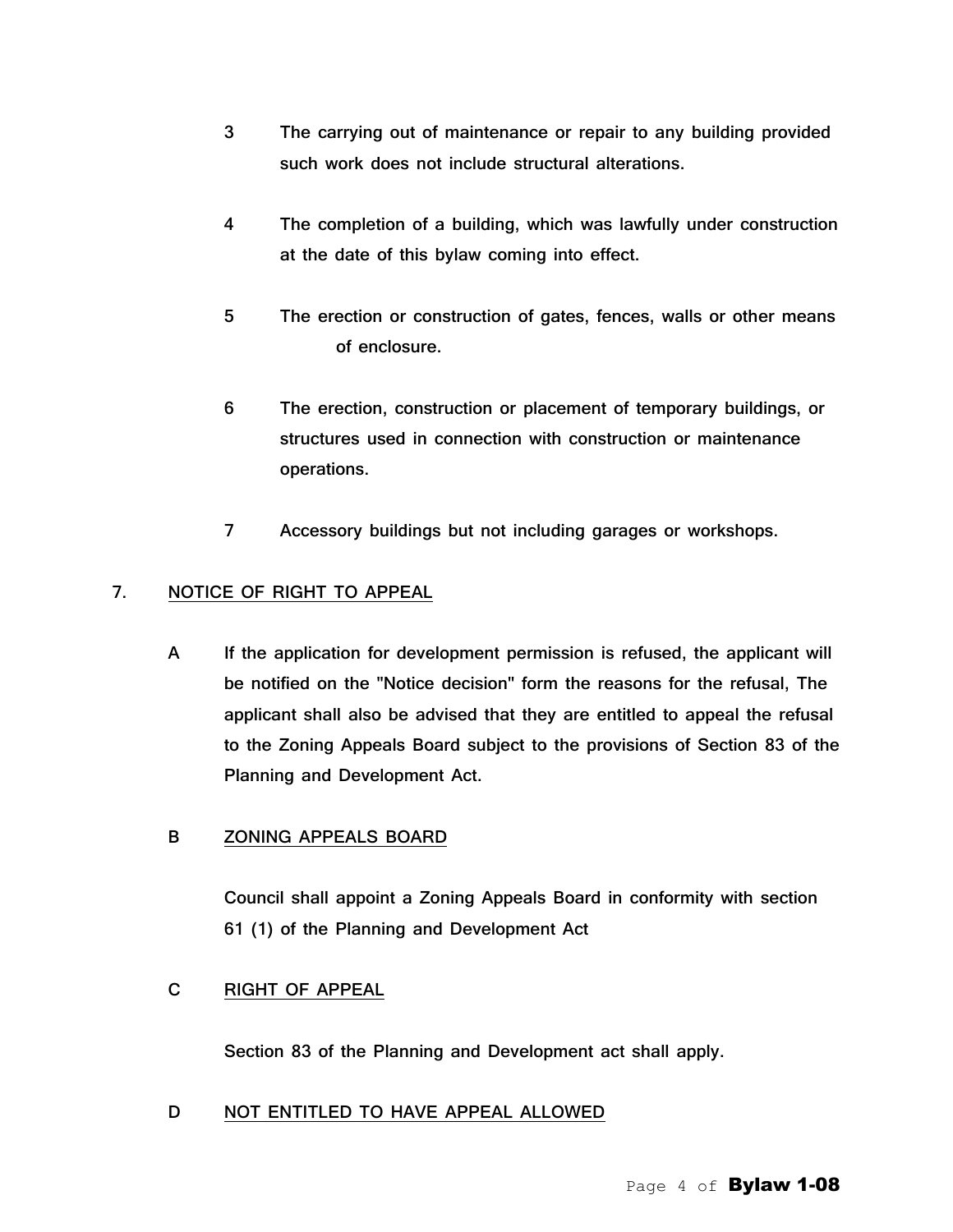3 The carrying out of maintenance or repair to any building provided such work does not include structural alterations.

4 The completion of a building, which was lawfully under construction at the date of this bylaw coming into effect.

5 The erection or construction of gates, fences, walls or other means of enclosure.

6 The erection, construction or placement of temporary buildings, or structures used in connection with construction or maintenance operations.

7 Accessory buildings but not including garages or workshops.

## 7. NOTICE OF RIGHT TO APPEAL

A If the application for development permission is refused, the applicant will be notified on the "Notice decision" form the reasons for the refusal, The applicant shall also be advised that they are entitled to appeal the refusal to the Zoning Appeals Board subject to the provisions of Section 83 of the Planning and Development Act.

### B ZONING APPEALS BOARD

Council shall appoint a Zoning Appeals Board in conformity with section 61 (1) of the Planning and Development Act

### C RIGHT OF APPEAL

Section 83 of the Planning and Development act shall apply.

### D NOT ENTITLED TO HAVE APPEAL ALLOWED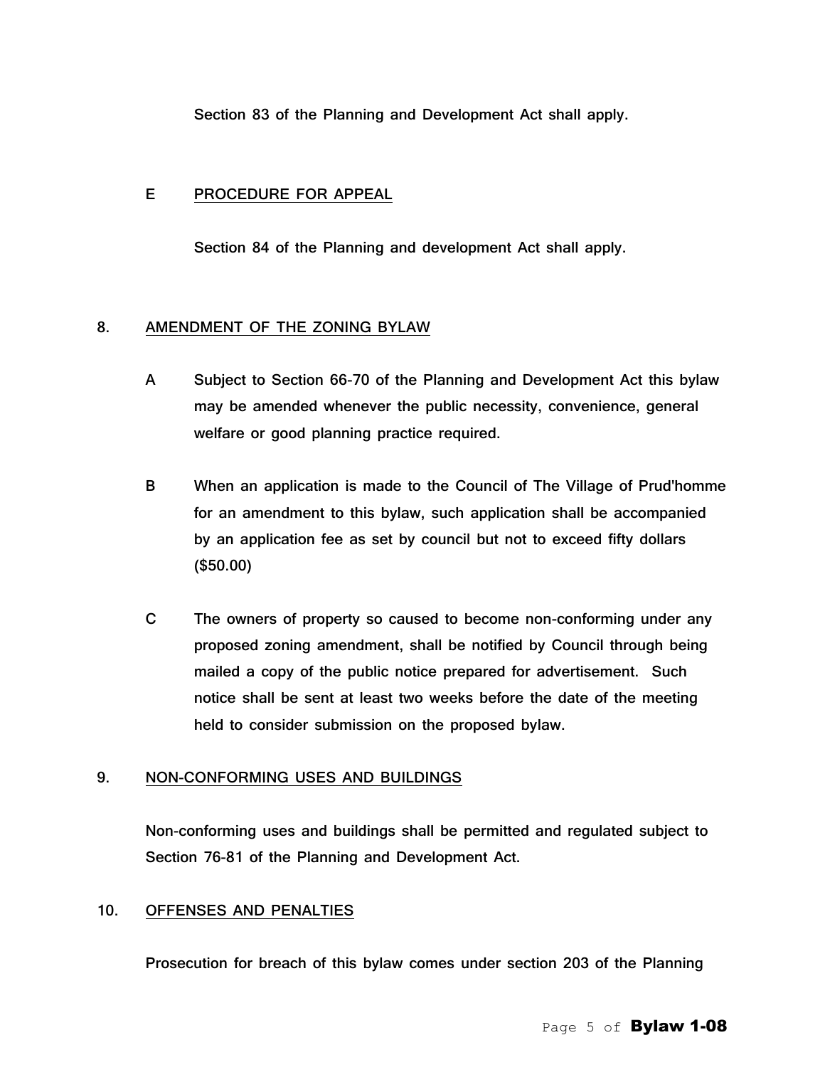Section 83 of the Planning and Development Act shall apply.

E PROCEDURE FOR APPEAL

Section 84 of the Planning and development Act shall apply.

## 8. AMENDMENT OF THE ZONING BYLAW

A Subject to Section 66-70 of the Planning and Development Act this bylaw may be amended whenever the public necessity, convenience, general welfare or good planning practice required.

B When an application is made to the Council of The Village of Prud'homme for an amendment to this bylaw, such application shall be accompanied by an application fee as set by council but not to exceed fifty dollars ($50.00)

C The owners of property so caused to become non-conforming under any proposed zoning amendment, shall be notified by Council through being mailed a copy of the public notice prepared for advertisement. Such notice shall be sent at least two weeks before the date of the meeting held to consider submission on the proposed bylaw.

## 9. NON-CONFORMING USES AND BUILDINGS

Non-conforming uses and buildings shall be permitted and regulated subject to Section 76-81 of the Planning and Development Act.

## 10. OFFENSES AND PENALTIES

Prosecution for breach of this bylaw comes under section 203 of the Planning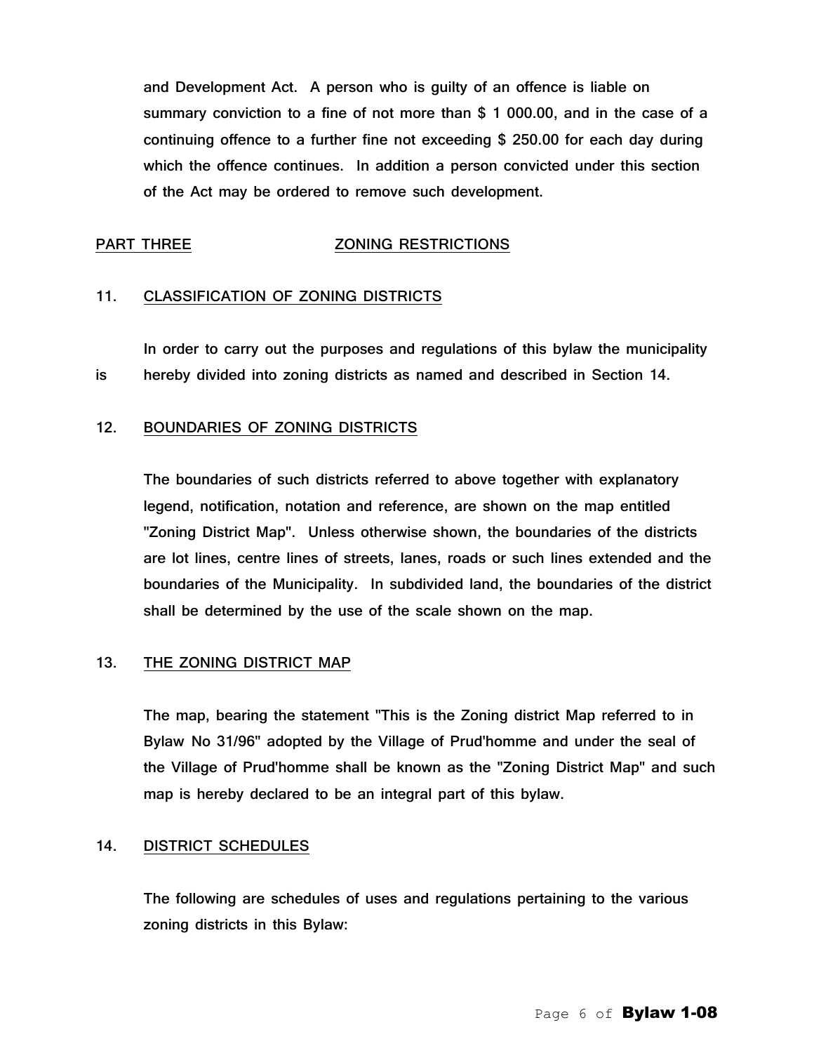and Development Act. A person who is guilty of an offence is liable on summary conviction to a fine of not more than $ 1 000.00, and in the case of a continuing offence to a further fine not exceeding $ 250.00 for each day during which the offence continues. In addition a person convicted under this section of the Act may be ordered to remove such development.

## PART THREE ZONING RESTRICTIONS

### 11. CLASSIFICATION OF ZONING DISTRICTS

In order to carry out the purposes and regulations of this bylaw the municipality is hereby divided into zoning districts as named and described in Section 14.

### 12. BOUNDARIES OF ZONING DISTRICTS

The boundaries of such districts referred to above together with explanatory legend, notification, notation and reference, are shown on the map entitled "Zoning District Map". Unless otherwise shown, the boundaries of the districts are lot lines, centre lines of streets, lanes, roads or such lines extended and the boundaries of the Municipality. In subdivided land, the boundaries of the district shall be determined by the use of the scale shown on the map.

### 13. THE ZONING DISTRICT MAP

The map, bearing the statement "This is the Zoning district Map referred to in Bylaw No 31/96" adopted by the Village of Prud'homme and under the seal of the Village of Prud'homme shall be known as the "Zoning District Map" and such map is hereby declared to be an integral part of this bylaw.

### 14. DISTRICT SCHEDULES

The following are schedules of uses and regulations pertaining to the various zoning districts in this Bylaw: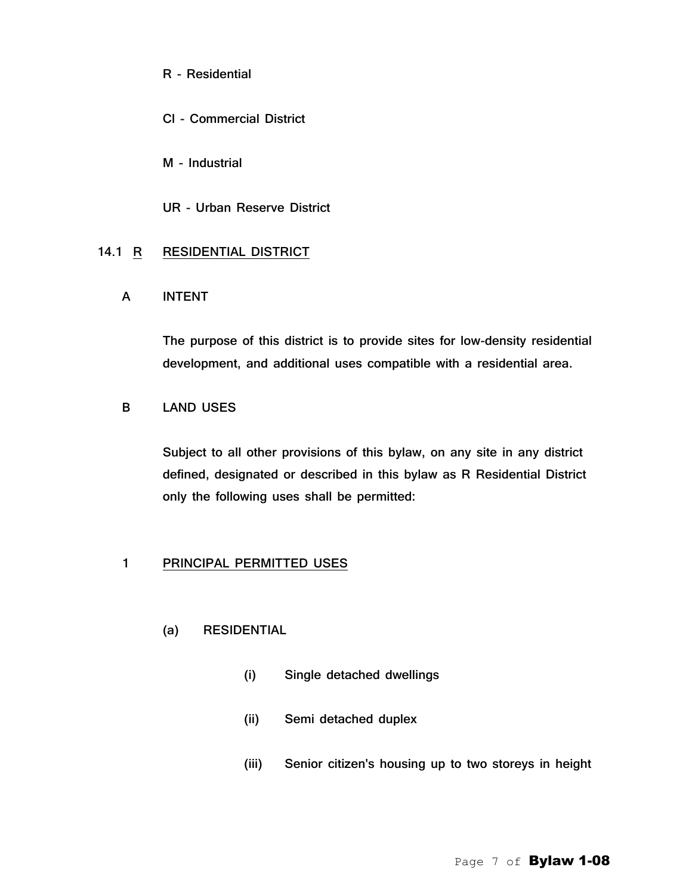R - Residential

CI - Commercial District

M - Industrial

UR - Urban Reserve District

## 14.1 R RESIDENTIAL DISTRICT

### A INTENT

The purpose of this district is to provide sites for low-density residential development, and additional uses compatible with a residential area.

### B LAND USES

Subject to all other provisions of this bylaw, on any site in any district defined, designated or described in this bylaw as R Residential District only the following uses shall be permitted:

#### 1 PRINCIPAL PERMITTED USES

(a) RESIDENTIAL

(i) Single detached dwellings

(ii) Semi detached duplex

(iii) Senior citizen's housing up to two storeys in height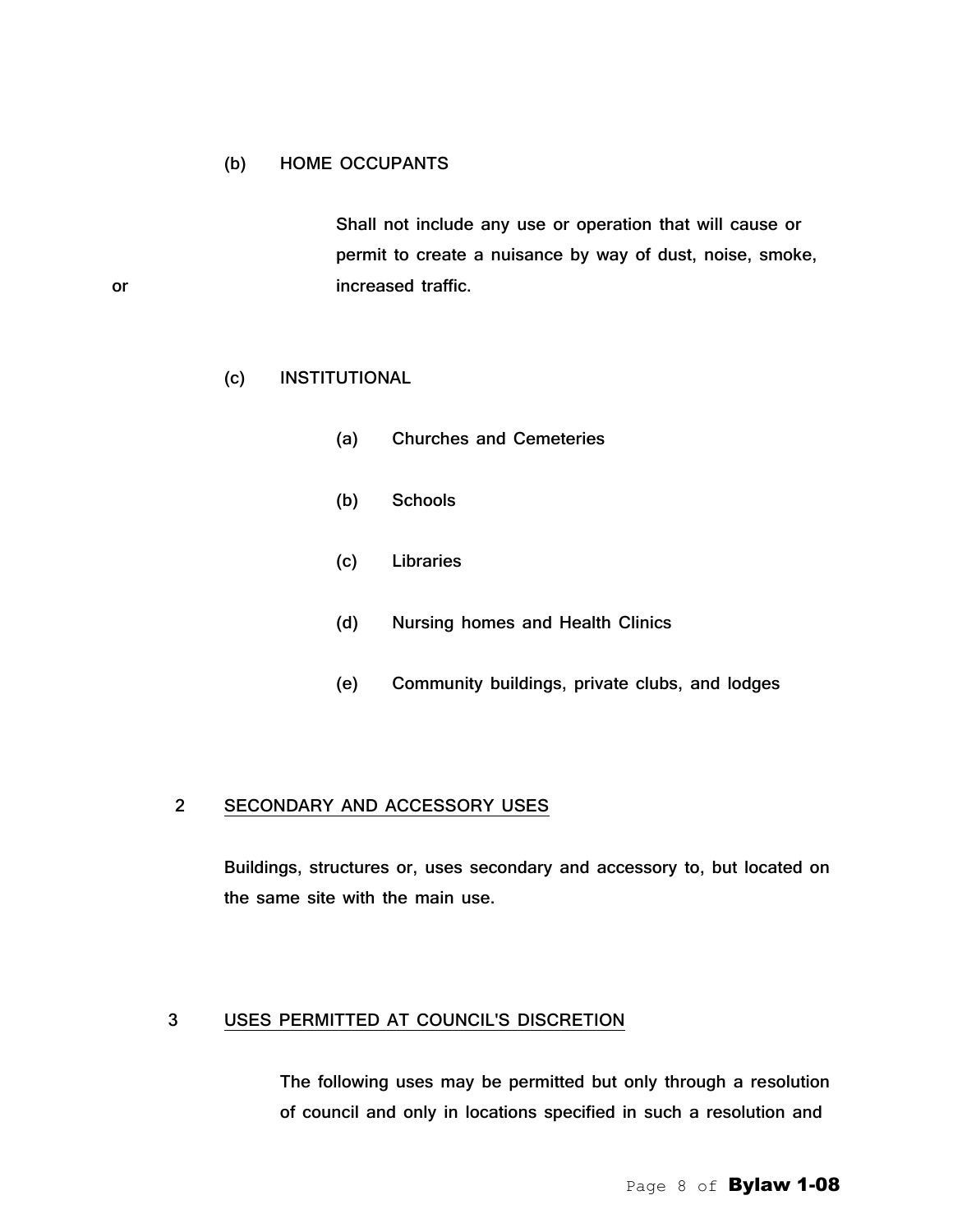(b) HOME OCCUPANTS

Shall not include any use or operation that will cause or permit to create a nuisance by way of dust, noise, smoke, or increased traffic.

(c) INSTITUTIONAL

(a) Churches and Cemeteries

(b) Schools

(c) Libraries

(d) Nursing homes and Health Clinics

(e) Community buildings, private clubs, and lodges

2 SECONDARY AND ACCESSORY USES

Buildings, structures or, uses secondary and accessory to, but located on the same site with the main use.

3 USES PERMITTED AT COUNCIL'S DISCRETION

The following uses may be permitted but only through a resolution of council and only in locations specified in such a resolution and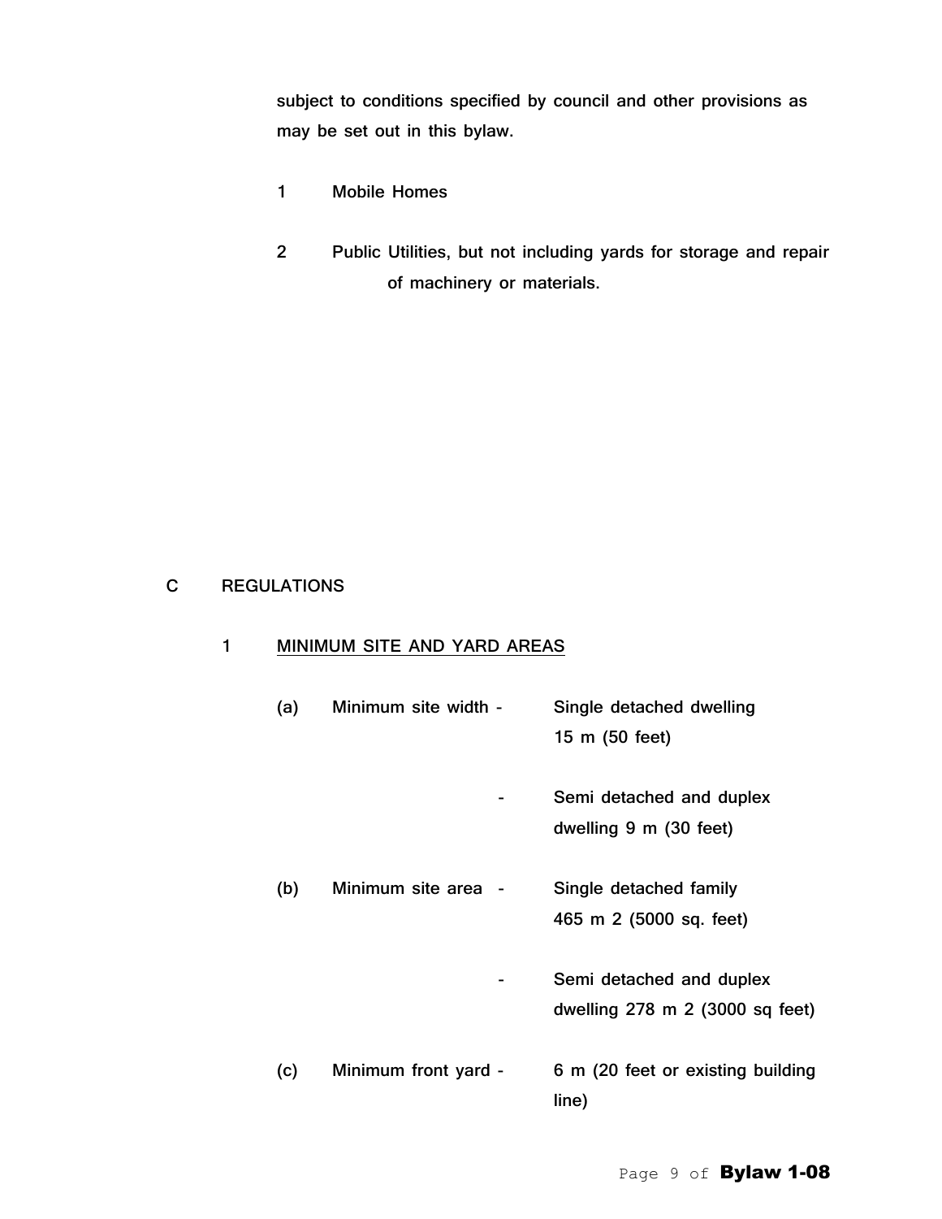subject to conditions specified by council and other provisions as may be set out in this bylaw.

1 Mobile Homes

2 Public Utilities, but not including yards for storage and repair of machinery or materials.

## C REGULATIONS

### 1 MINIMUM SITE AND YARD AREAS

(a) Minimum site width - Single detached dwelling 15 m (50 feet)

- Semi detached and duplex dwelling 9 m (30 feet)

(b) Minimum site area - Single detached family 465 m 2 (5000 sq. feet)

- Semi detached and duplex dwelling 278 m 2 (3000 sq feet)

(c) Minimum front yard - 6 m (20 feet or existing building line)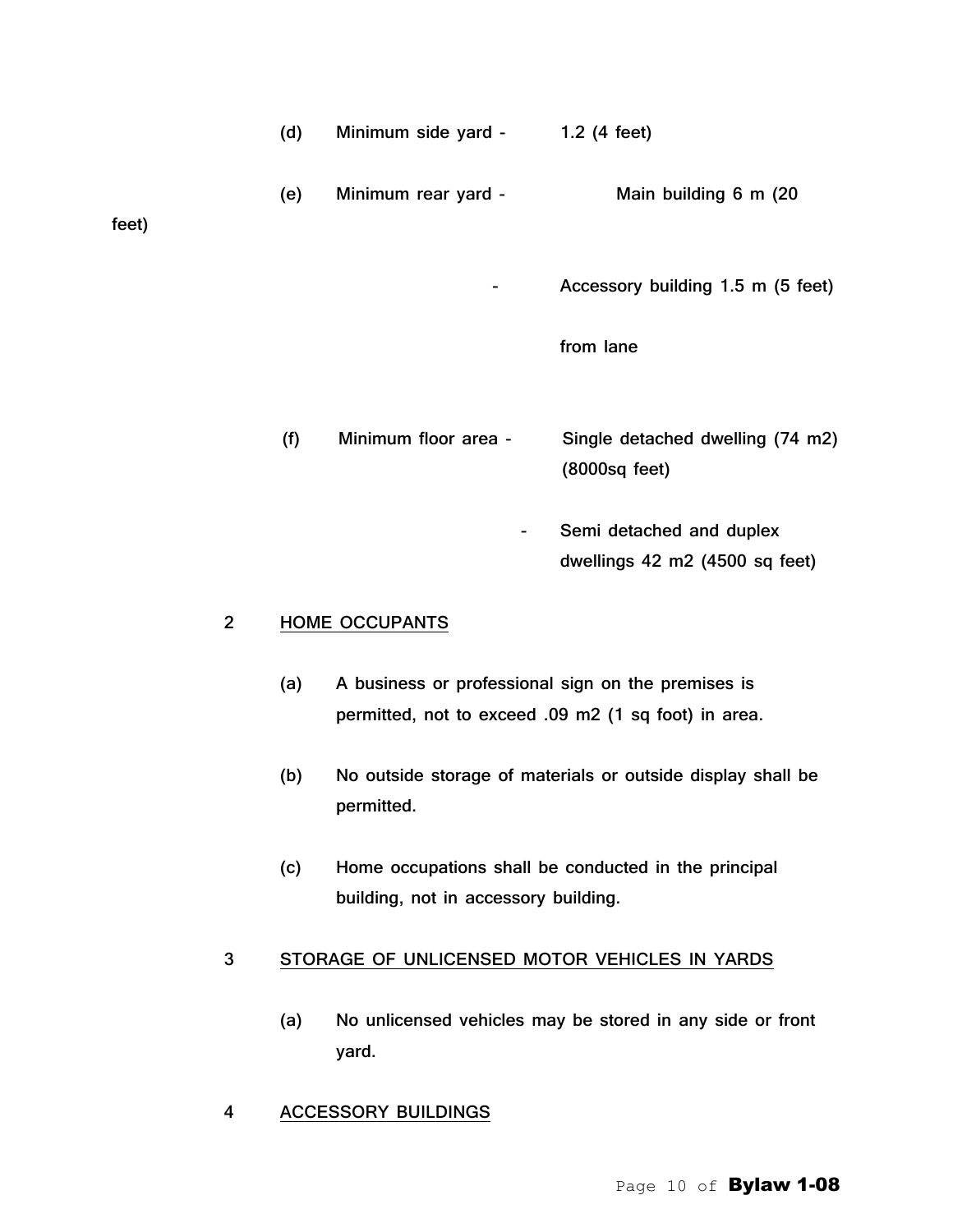(d) Minimum side yard - 1.2 (4 feet)

(e) Minimum rear yard - Main building 6 m (20 feet)

- Accessory building 1.5 m (5 feet) from lane

(f) Minimum floor area - Single detached dwelling (74 m2) (8000sq feet)

- Semi detached and duplex dwellings 42 m2 (4500 sq feet)

2 HOME OCCUPANTS

(a) A business or professional sign on the premises is permitted, not to exceed .09 m2 (1 sq foot) in area.

(b) No outside storage of materials or outside display shall be permitted.

(c) Home occupations shall be conducted in the principal building, not in accessory building.

3 STORAGE OF UNLICENSED MOTOR VEHICLES IN YARDS

(a) No unlicensed vehicles may be stored in any side or front yard.

4 ACCESSORY BUILDINGS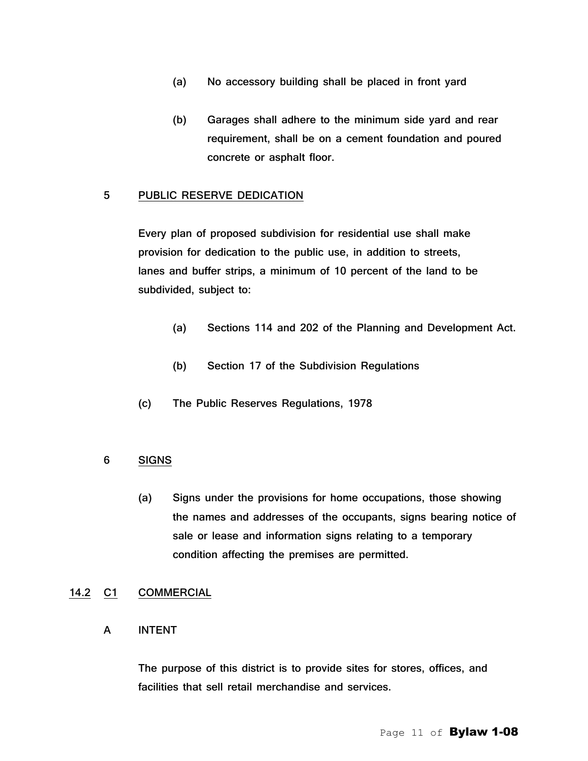(a) No accessory building shall be placed in front yard

(b) Garages shall adhere to the minimum side yard and rear requirement, shall be on a cement foundation and poured concrete or asphalt floor.

5 PUBLIC RESERVE DEDICATION

Every plan of proposed subdivision for residential use shall make provision for dedication to the public use, in addition to streets, lanes and buffer strips, a minimum of 10 percent of the land to be subdivided, subject to:

(a) Sections 114 and 202 of the Planning and Development Act.

(b) Section 17 of the Subdivision Regulations

(c) The Public Reserves Regulations, 1978

6 SIGNS

(a) Signs under the provisions for home occupations, those showing the names and addresses of the occupants, signs bearing notice of sale or lease and information signs relating to a temporary condition affecting the premises are permitted.

## 14.2 C1 COMMERCIAL

A INTENT

The purpose of this district is to provide sites for stores, offices, and facilities that sell retail merchandise and services.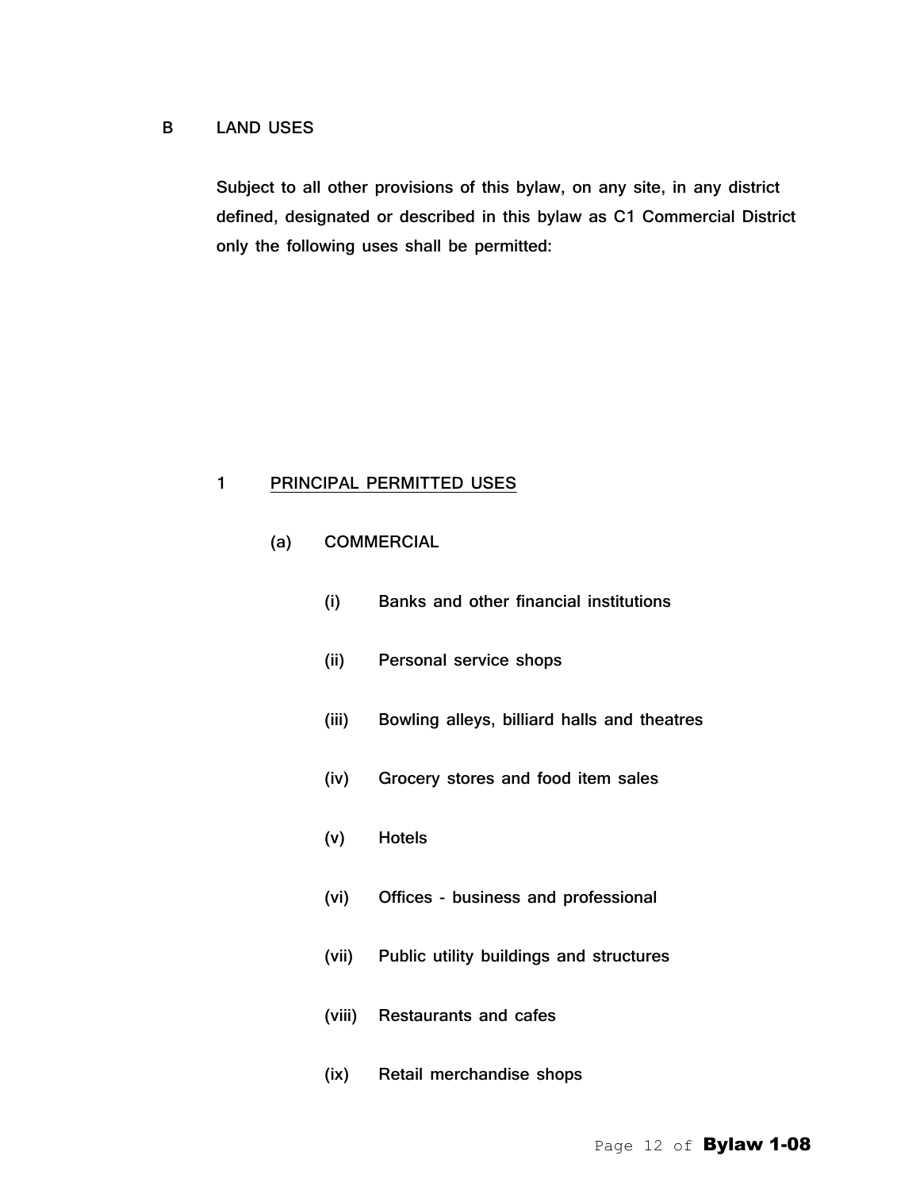## B LAND USES

Subject to all other provisions of this bylaw, on any site, in any district defined, designated or described in this bylaw as C1 Commercial District only the following uses shall be permitted:

### 1 PRINCIPAL PERMITTED USES

(a) COMMERCIAL

- (i) Banks and other financial institutions
- (ii) Personal service shops
- (iii) Bowling alleys, billiard halls and theatres
- (iv) Grocery stores and food item sales
- (v) Hotels
- (vi) Offices - business and professional
- (vii) Public utility buildings and structures
- (viii) Restaurants and cafes
- (ix) Retail merchandise shops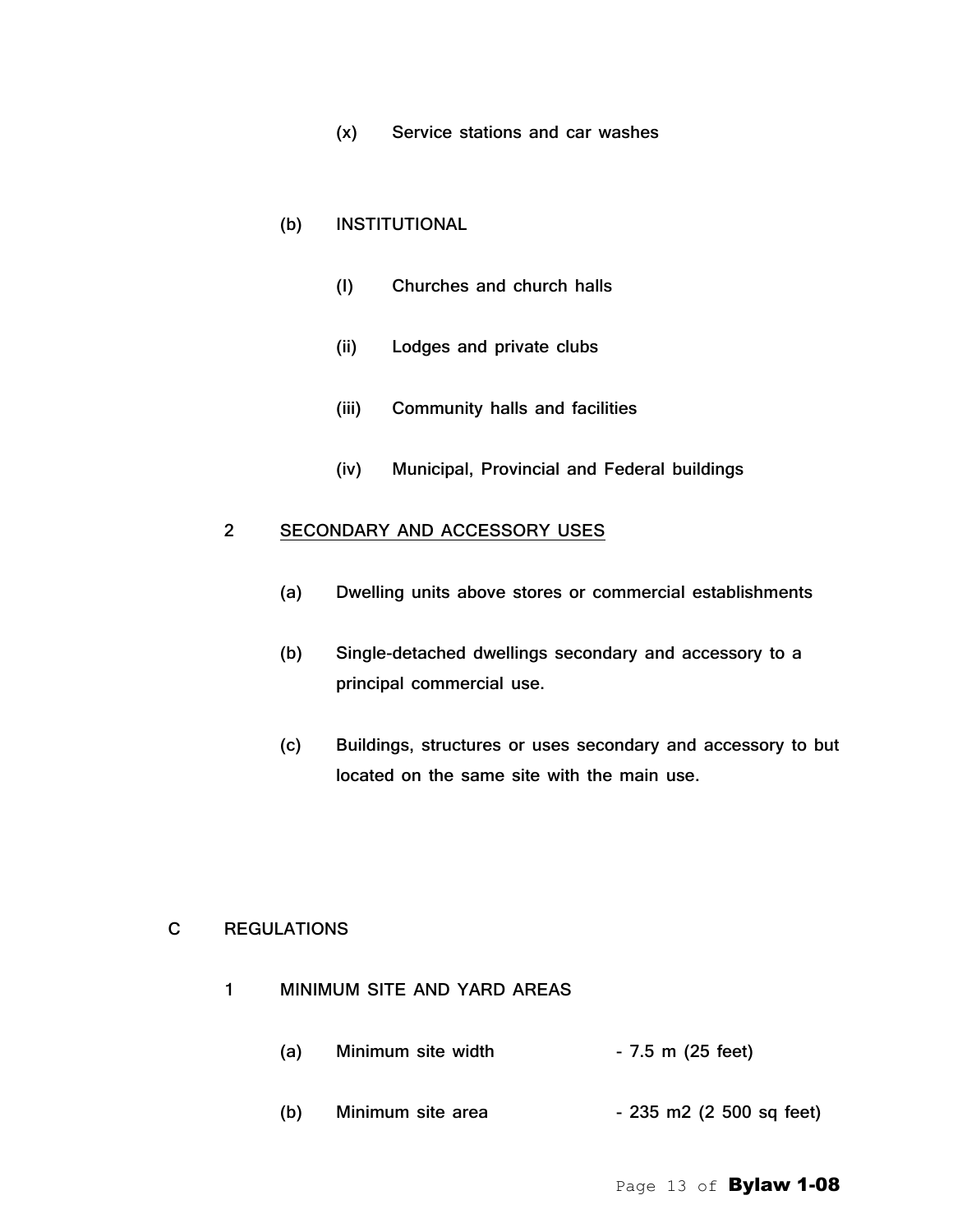(x) Service stations and car washes

(b) INSTITUTIONAL

(I) Churches and church halls

(ii) Lodges and private clubs

(iii) Community halls and facilities

(iv) Municipal, Provincial and Federal buildings

2 SECONDARY AND ACCESSORY USES

(a) Dwelling units above stores or commercial establishments

(b) Single-detached dwellings secondary and accessory to a principal commercial use.

(c) Buildings, structures or uses secondary and accessory to but located on the same site with the main use.

C REGULATIONS

1 MINIMUM SITE AND YARD AREAS

(a) Minimum site width - 7.5 m (25 feet)

(b) Minimum site area - 235 m2 (2 500 sq feet)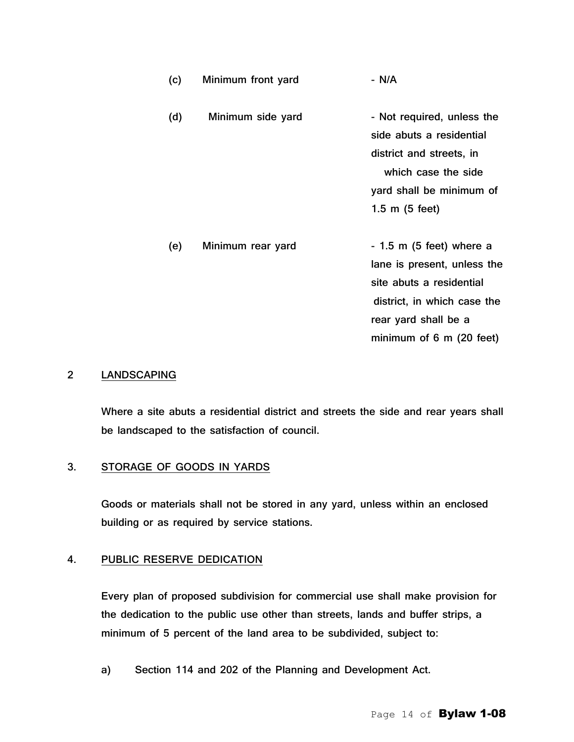(c) Minimum front yard - N/A

(d) Minimum side yard - Not required, unless the side abuts a residential district and streets, in which case the side yard shall be minimum of 1.5 m (5 feet)

(e) Minimum rear yard - 1.5 m (5 feet) where a lane is present, unless the site abuts a residential district, in which case the rear yard shall be a minimum of 6 m (20 feet)

**2 LANDSCAPING**

Where a site abuts a residential district and streets the side and rear years shall be landscaped to the satisfaction of council.

**3. STORAGE OF GOODS IN YARDS**

Goods or materials shall not be stored in any yard, unless within an enclosed building or as required by service stations.

**4. PUBLIC RESERVE DEDICATION**

Every plan of proposed subdivision for commercial use shall make provision for the dedication to the public use other than streets, lands and buffer strips, a minimum of 5 percent of the land area to be subdivided, subject to:

a) Section 114 and 202 of the Planning and Development Act.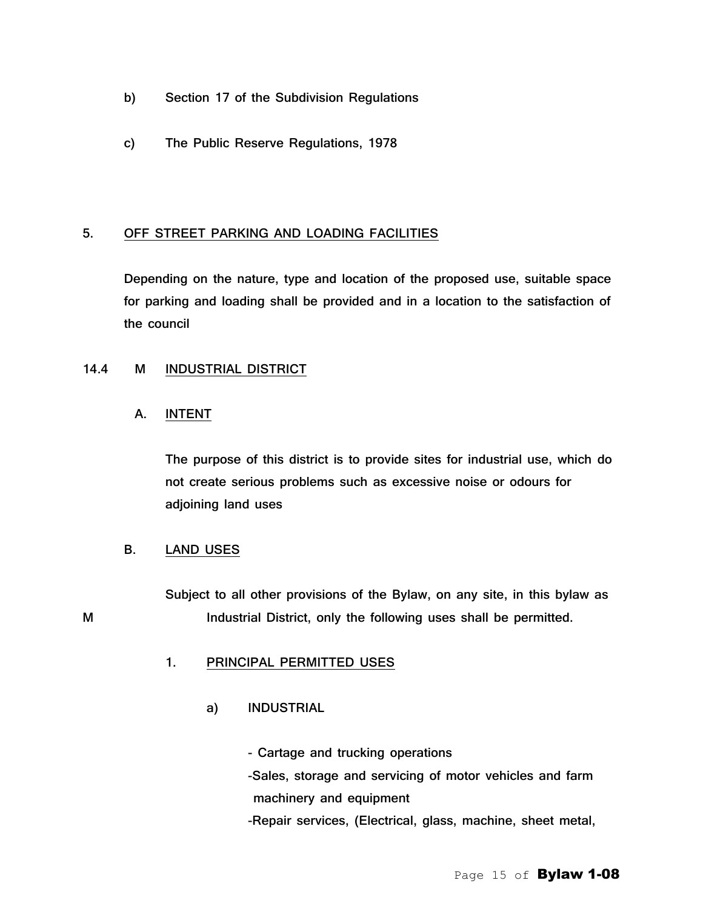b) Section 17 of the Subdivision Regulations

c) The Public Reserve Regulations, 1978

5. OFF STREET PARKING AND LOADING FACILITIES

Depending on the nature, type and location of the proposed use, suitable space for parking and loading shall be provided and in a location to the satisfaction of the council

## 14.4 M INDUSTRIAL DISTRICT

### A. INTENT

The purpose of this district is to provide sites for industrial use, which do not create serious problems such as excessive noise or odours for adjoining land uses

### B. LAND USES

Subject to all other provisions of the Bylaw, on any site, in this bylaw as M Industrial District, only the following uses shall be permitted.

1. PRINCIPAL PERMITTED USES

a) INDUSTRIAL

- Cartage and trucking operations
- Sales, storage and servicing of motor vehicles and farm machinery and equipment
- Repair services, (Electrical, glass, machine, sheet metal,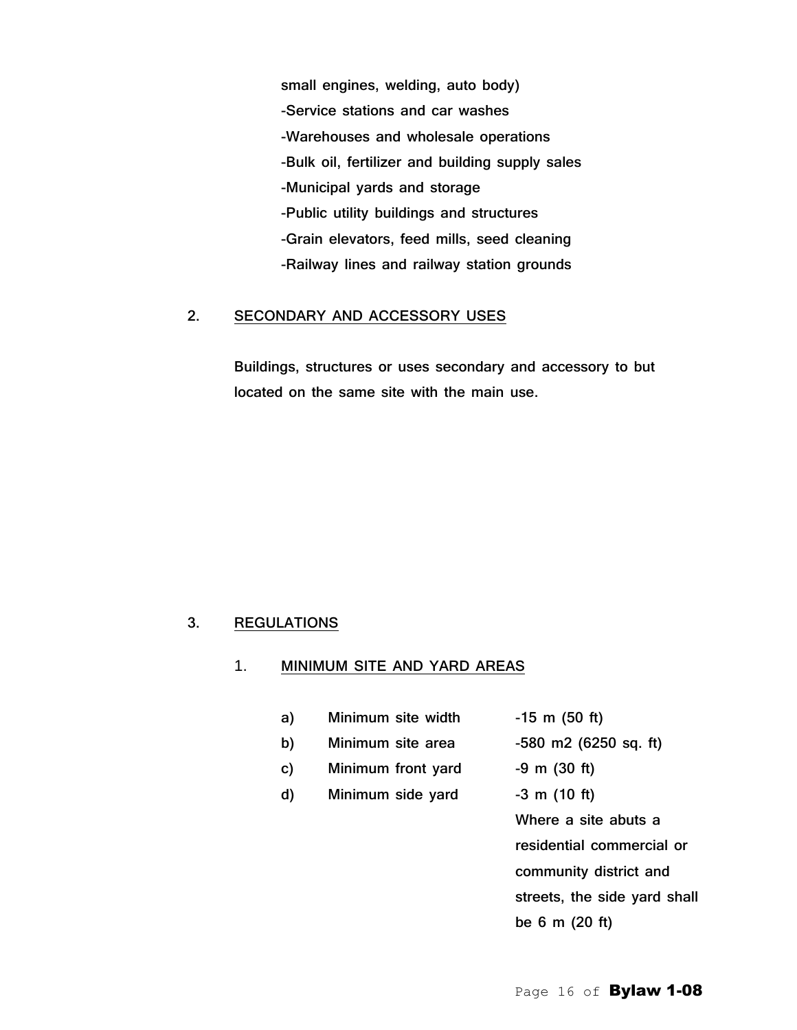small engines, welding, auto body)
-Service stations and car washes
-Warehouses and wholesale operations
-Bulk oil, fertilizer and building supply sales
-Municipal yards and storage
-Public utility buildings and structures
-Grain elevators, feed mills, seed cleaning
-Railway lines and railway station grounds

2. <u>SECONDARY AND ACCESSORY USES</u>

Buildings, structures or uses secondary and accessory to but located on the same site with the main use.

3. <u>REGULATIONS</u>

1. <u>MINIMUM SITE AND YARD AREAS</u>

a) Minimum site width -15 m (50 ft)

b) Minimum site area -580 m2 (6250 sq. ft)

c) Minimum front yard -9 m (30 ft)

d) Minimum side yard -3 m (10 ft)
Where a site abuts a residential commercial or community district and streets, the side yard shall be 6 m (20 ft)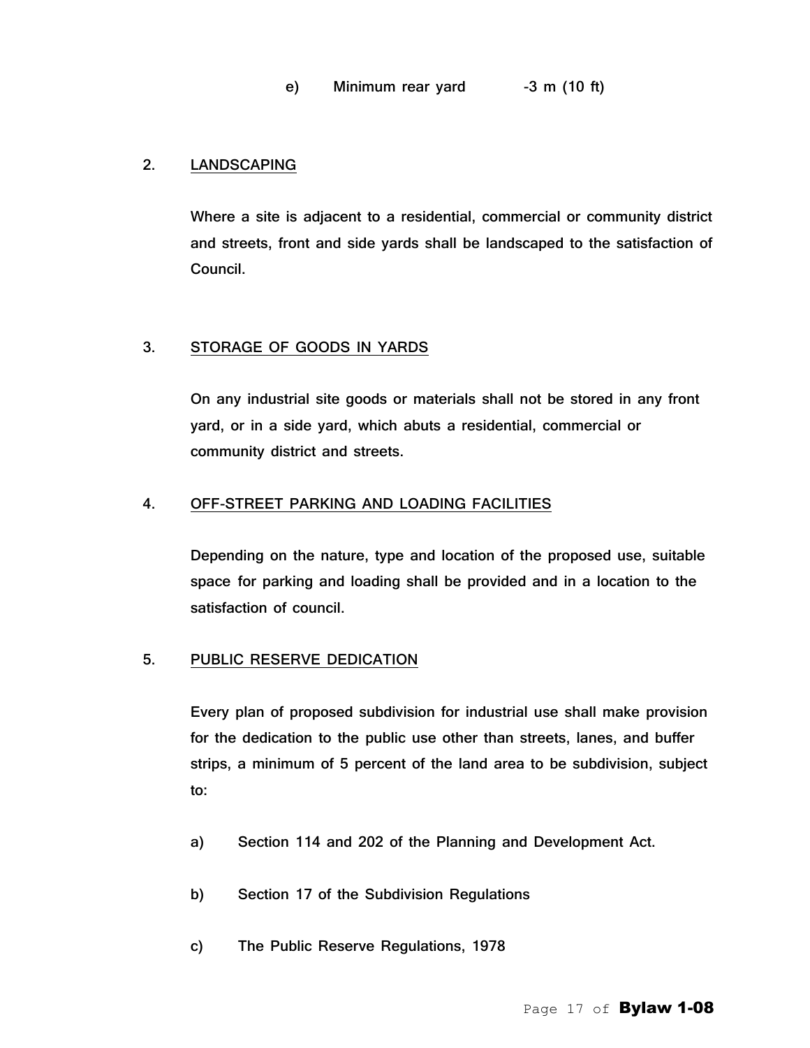e) Minimum rear yard -3 m (10 ft)

2. LANDSCAPING

Where a site is adjacent to a residential, commercial or community district and streets, front and side yards shall be landscaped to the satisfaction of Council.

3. STORAGE OF GOODS IN YARDS

On any industrial site goods or materials shall not be stored in any front yard, or in a side yard, which abuts a residential, commercial or community district and streets.

4. OFF-STREET PARKING AND LOADING FACILITIES

Depending on the nature, type and location of the proposed use, suitable space for parking and loading shall be provided and in a location to the satisfaction of council.

5. PUBLIC RESERVE DEDICATION

Every plan of proposed subdivision for industrial use shall make provision for the dedication to the public use other than streets, lanes, and buffer strips, a minimum of 5 percent of the land area to be subdivision, subject to:

a) Section 114 and 202 of the Planning and Development Act.

b) Section 17 of the Subdivision Regulations

c) The Public Reserve Regulations, 1978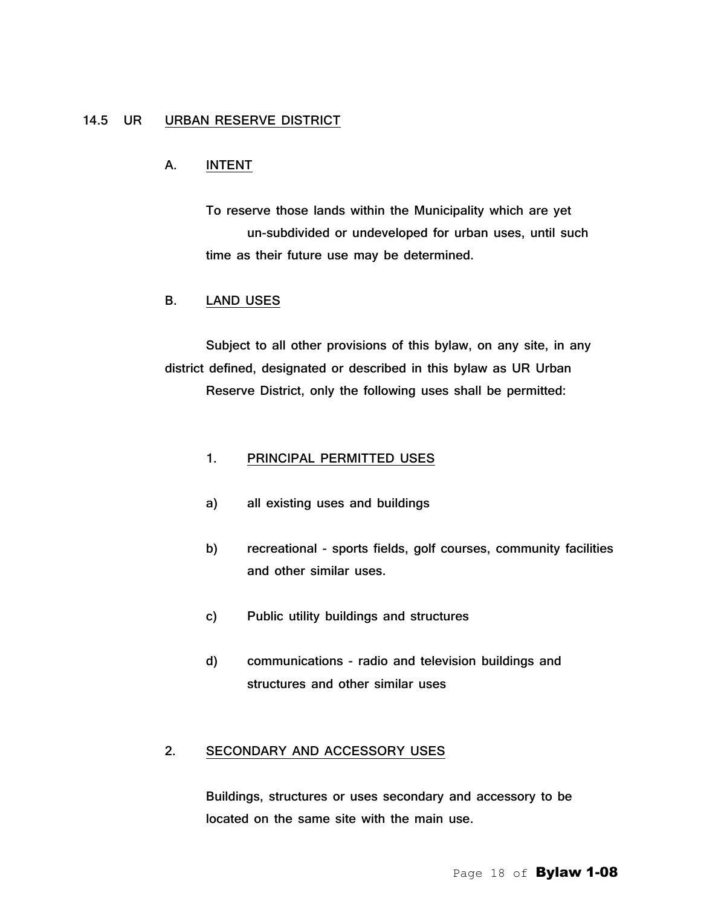## 14.5 UR URBAN RESERVE DISTRICT

### A. INTENT

To reserve those lands within the Municipality which are yet un-subdivided or undeveloped for urban uses, until such time as their future use may be determined.

### B. LAND USES

Subject to all other provisions of this bylaw, on any site, in any district defined, designated or described in this bylaw as UR Urban Reserve District, only the following uses shall be permitted:

#### 1. PRINCIPAL PERMITTED USES

a) all existing uses and buildings

b) recreational - sports fields, golf courses, community facilities and other similar uses.

c) Public utility buildings and structures

d) communications - radio and television buildings and structures and other similar uses

#### 2. SECONDARY AND ACCESSORY USES

Buildings, structures or uses secondary and accessory to be located on the same site with the main use.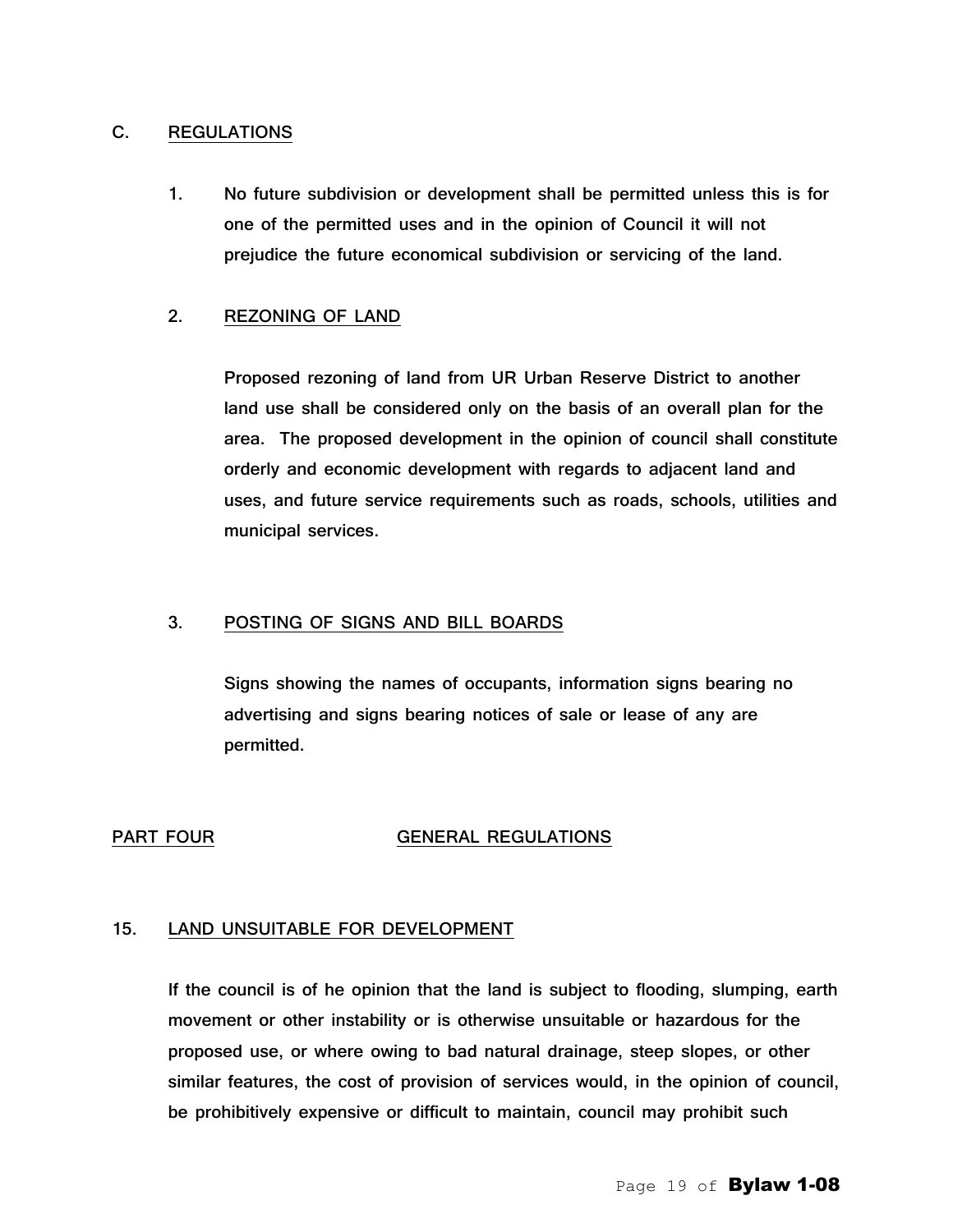## C. REGULATIONS

1. No future subdivision or development shall be permitted unless this is for one of the permitted uses and in the opinion of Council it will not prejudice the future economical subdivision or servicing of the land.

2. REZONING OF LAND

   Proposed rezoning of land from UR Urban Reserve District to another land use shall be considered only on the basis of an overall plan for the area. The proposed development in the opinion of council shall constitute orderly and economic development with regards to adjacent land and uses, and future service requirements such as roads, schools, utilities and municipal services.

3. POSTING OF SIGNS AND BILL BOARDS

   Signs showing the names of occupants, information signs bearing no advertising and signs bearing notices of sale or lease of any are permitted.

# PART FOUR GENERAL REGULATIONS

## 15. LAND UNSUITABLE FOR DEVELOPMENT

If the council is of he opinion that the land is subject to flooding, slumping, earth movement or other instability or is otherwise unsuitable or hazardous for the proposed use, or where owing to bad natural drainage, steep slopes, or other similar features, the cost of provision of services would, in the opinion of council, be prohibitively expensive or difficult to maintain, council may prohibit such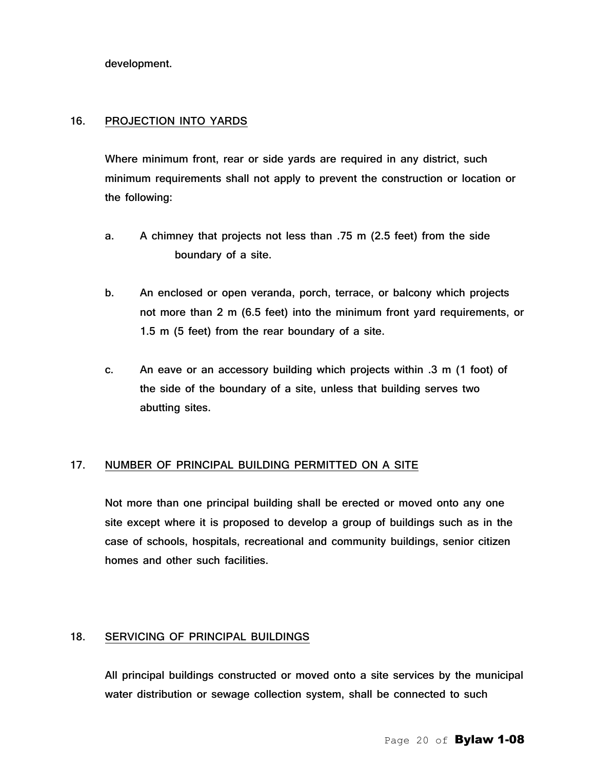development.

## 16. PROJECTION INTO YARDS

Where minimum front, rear or side yards are required in any district, such minimum requirements shall not apply to prevent the construction or location or the following:

a. A chimney that projects not less than .75 m (2.5 feet) from the side boundary of a site.

b. An enclosed or open veranda, porch, terrace, or balcony which projects not more than 2 m (6.5 feet) into the minimum front yard requirements, or 1.5 m (5 feet) from the rear boundary of a site.

c. An eave or an accessory building which projects within .3 m (1 foot) of the side of the boundary of a site, unless that building serves two abutting sites.

## 17. NUMBER OF PRINCIPAL BUILDING PERMITTED ON A SITE

Not more than one principal building shall be erected or moved onto any one site except where it is proposed to develop a group of buildings such as in the case of schools, hospitals, recreational and community buildings, senior citizen homes and other such facilities.

## 18. SERVICING OF PRINCIPAL BUILDINGS

All principal buildings constructed or moved onto a site services by the municipal water distribution or sewage collection system, shall be connected to such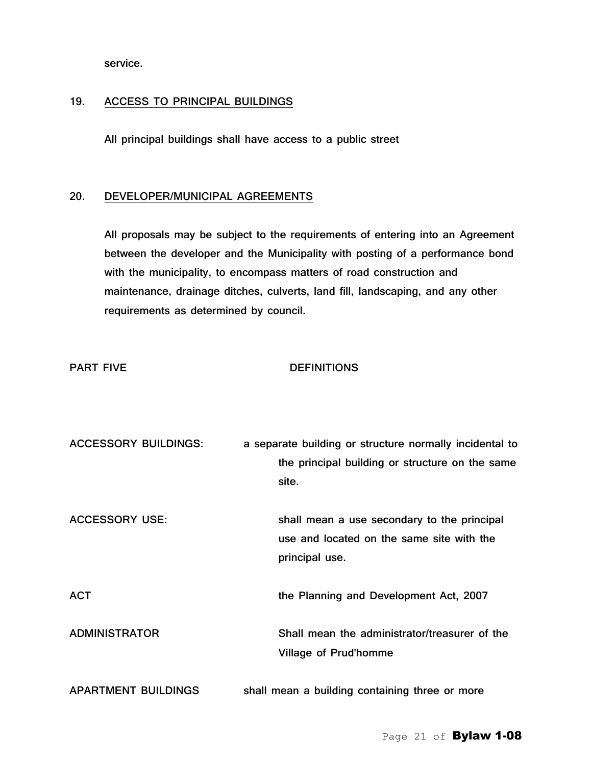service.

19. ACCESS TO PRINCIPAL BUILDINGS

All principal buildings shall have access to a public street

20. DEVELOPER/MUNICIPAL AGREEMENTS

All proposals may be subject to the requirements of entering into an Agreement between the developer and the Municipality with posting of a performance bond with the municipality, to encompass matters of road construction and maintenance, drainage ditches, culverts, land fill, landscaping, and any other requirements as determined by council.

## PART FIVE DEFINITIONS

**ACCESSORY BUILDINGS:** a separate building or structure normally incidental to the principal building or structure on the same site.

**ACCESSORY USE:** shall mean a use secondary to the principal use and located on the same site with the principal use.

**ACT** the Planning and Development Act, 2007

**ADMINISTRATOR** Shall mean the administrator/treasurer of the Village of Prud'homme

**APARTMENT BUILDINGS** shall mean a building containing three or more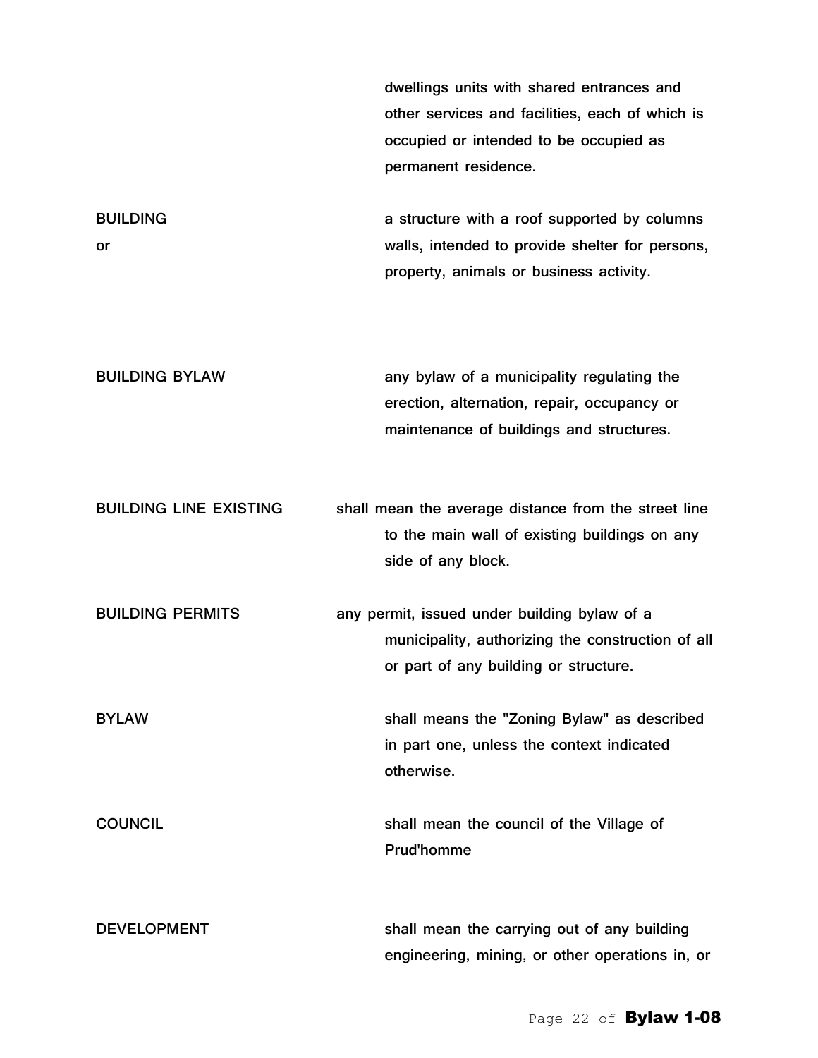dwellings units with shared entrances and other services and facilities, each of which is occupied or intended to be occupied as permanent residence.

| | |
|---|---|
| BUILDING or | a structure with a roof supported by columns walls, intended to provide shelter for persons, property, animals or business activity. |
| BUILDING BYLAW | any bylaw of a municipality regulating the erection, alternation, repair, occupancy or maintenance of buildings and structures. |
| BUILDING LINE EXISTING | shall mean the average distance from the street line to the main wall of existing buildings on any side of any block. |
| BUILDING PERMITS | any permit, issued under building bylaw of a municipality, authorizing the construction of all or part of any building or structure. |
| BYLAW | shall means the "Zoning Bylaw" as described in part one, unless the context indicated otherwise. |
| COUNCIL | shall mean the council of the Village of Prud'homme |
| DEVELOPMENT | shall mean the carrying out of any building engineering, mining, or other operations in, or |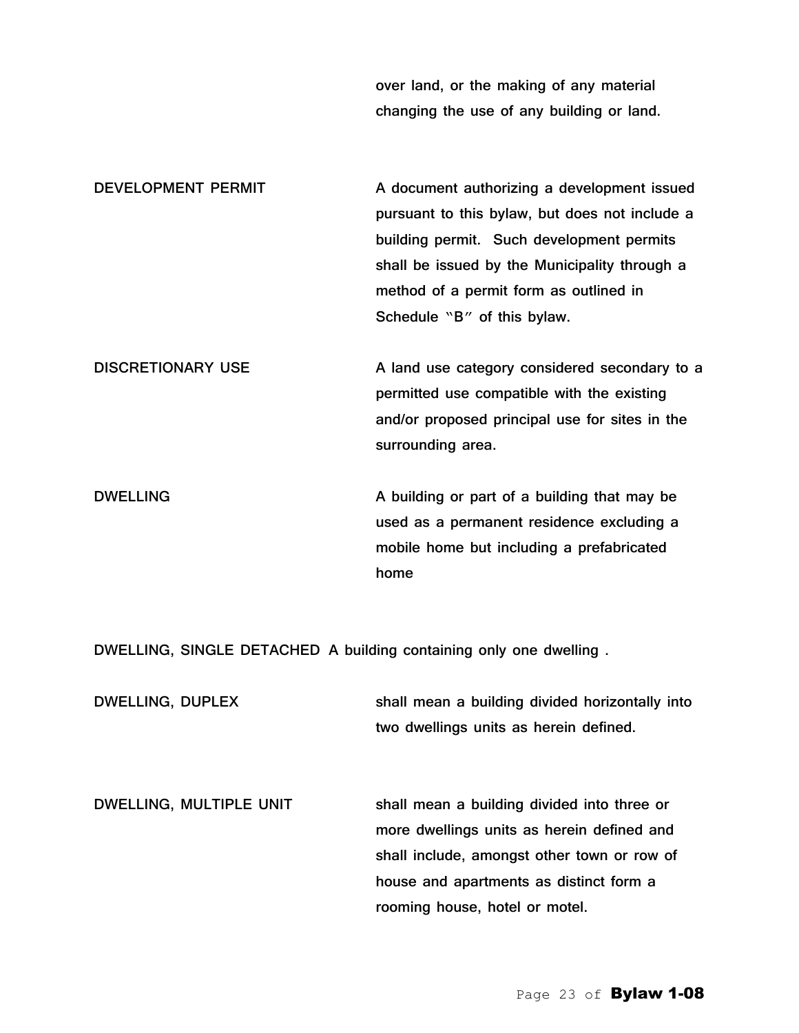over land, or the making of any material changing the use of any building or land.

**DEVELOPMENT PERMIT** A document authorizing a development issued pursuant to this bylaw, but does not include a building permit. Such development permits shall be issued by the Municipality through a method of a permit form as outlined in Schedule "B" of this bylaw.

**DISCRETIONARY USE** A land use category considered secondary to a permitted use compatible with the existing and/or proposed principal use for sites in the surrounding area.

**DWELLING** A building or part of a building that may be used as a permanent residence excluding a mobile home but including a prefabricated home

**DWELLING, SINGLE DETACHED** A building containing only one dwelling .

**DWELLING, DUPLEX** shall mean a building divided horizontally into two dwellings units as herein defined.

**DWELLING, MULTIPLE UNIT** shall mean a building divided into three or more dwellings units as herein defined and shall include, amongst other town or row of house and apartments as distinct form a rooming house, hotel or motel.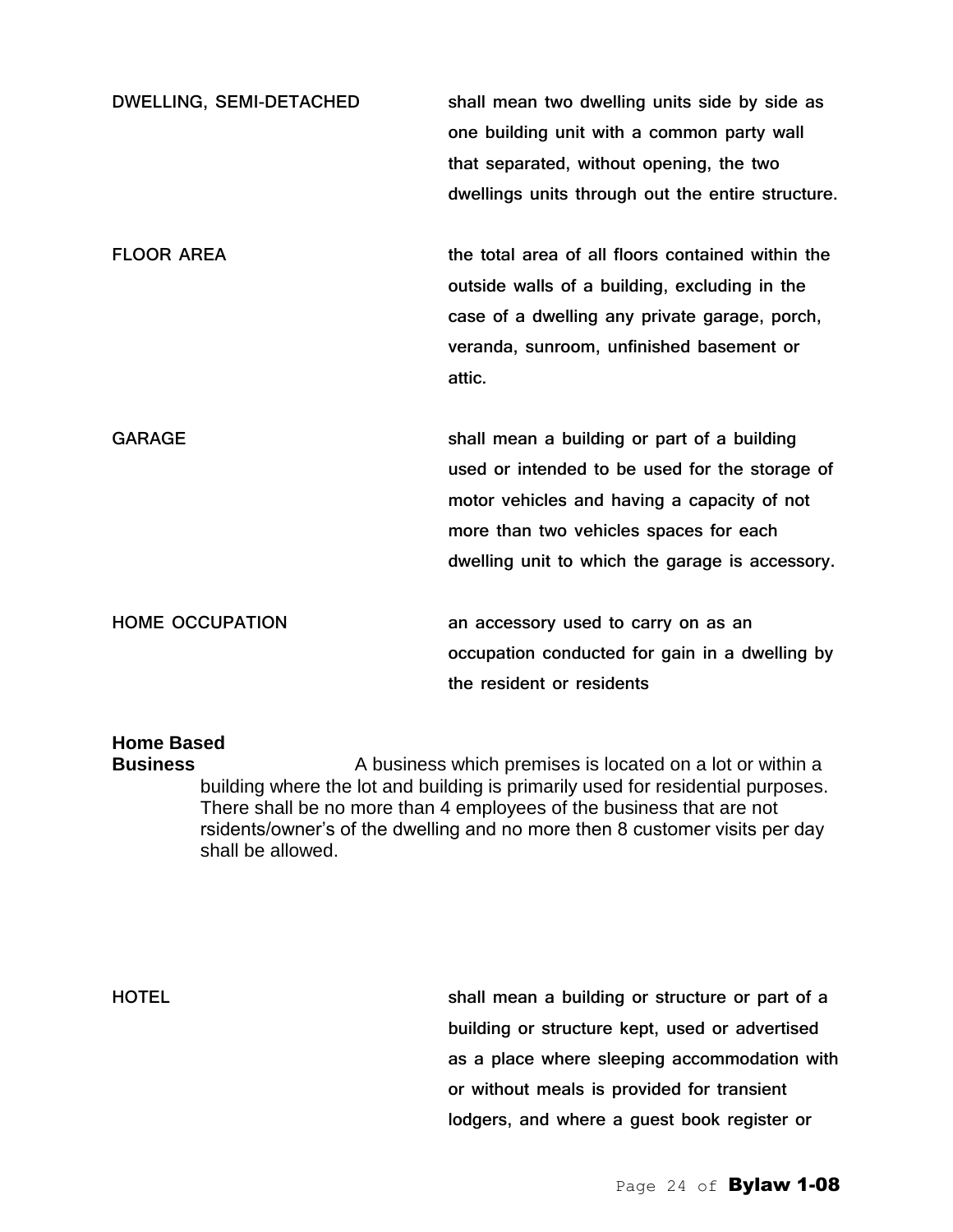**DWELLING, SEMI-DETACHED** shall mean two dwelling units side by side as one building unit with a common party wall that separated, without opening, the two dwellings units through out the entire structure.

**FLOOR AREA** the total area of all floors contained within the outside walls of a building, excluding in the case of a dwelling any private garage, porch, veranda, sunroom, unfinished basement or attic.

**GARAGE** shall mean a building or part of a building used or intended to be used for the storage of motor vehicles and having a capacity of not more than two vehicles spaces for each dwelling unit to which the garage is accessory.

**HOME OCCUPATION** an accessory used to carry on as an occupation conducted for gain in a dwelling by the resident or residents

**Home Based Business** A business which premises is located on a lot or within a building where the lot and building is primarily used for residential purposes. There shall be no more than 4 employees of the business that are not rsidents/owner's of the dwelling and no more then 8 customer visits per day shall be allowed.

**HOTEL** shall mean a building or structure or part of a building or structure kept, used or advertised as a place where sleeping accommodation with or without meals is provided for transient lodgers, and where a guest book register or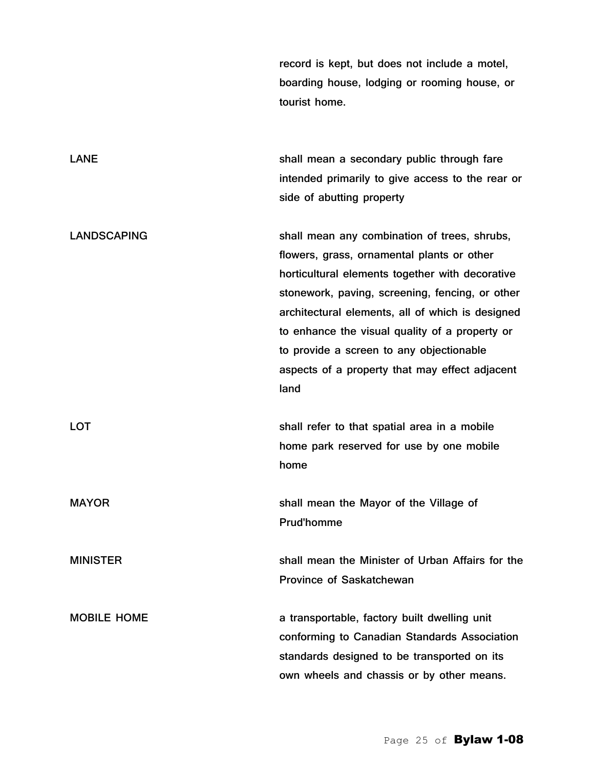record is kept, but does not include a motel, boarding house, lodging or rooming house, or tourist home.

| | |
|---|---|
| LANE | shall mean a secondary public through fare intended primarily to give access to the rear or side of abutting property |
| LANDSCAPING | shall mean any combination of trees, shrubs, flowers, grass, ornamental plants or other horticultural elements together with decorative stonework, paving, screening, fencing, or other architectural elements, all of which is designed to enhance the visual quality of a property or to provide a screen to any objectionable aspects of a property that may effect adjacent land |
| LOT | shall refer to that spatial area in a mobile home park reserved for use by one mobile home |
| MAYOR | shall mean the Mayor of the Village of Prud'homme |
| MINISTER | shall mean the Minister of Urban Affairs for the Province of Saskatchewan |
| MOBILE HOME | a transportable, factory built dwelling unit conforming to Canadian Standards Association standards designed to be transported on its own wheels and chassis or by other means. |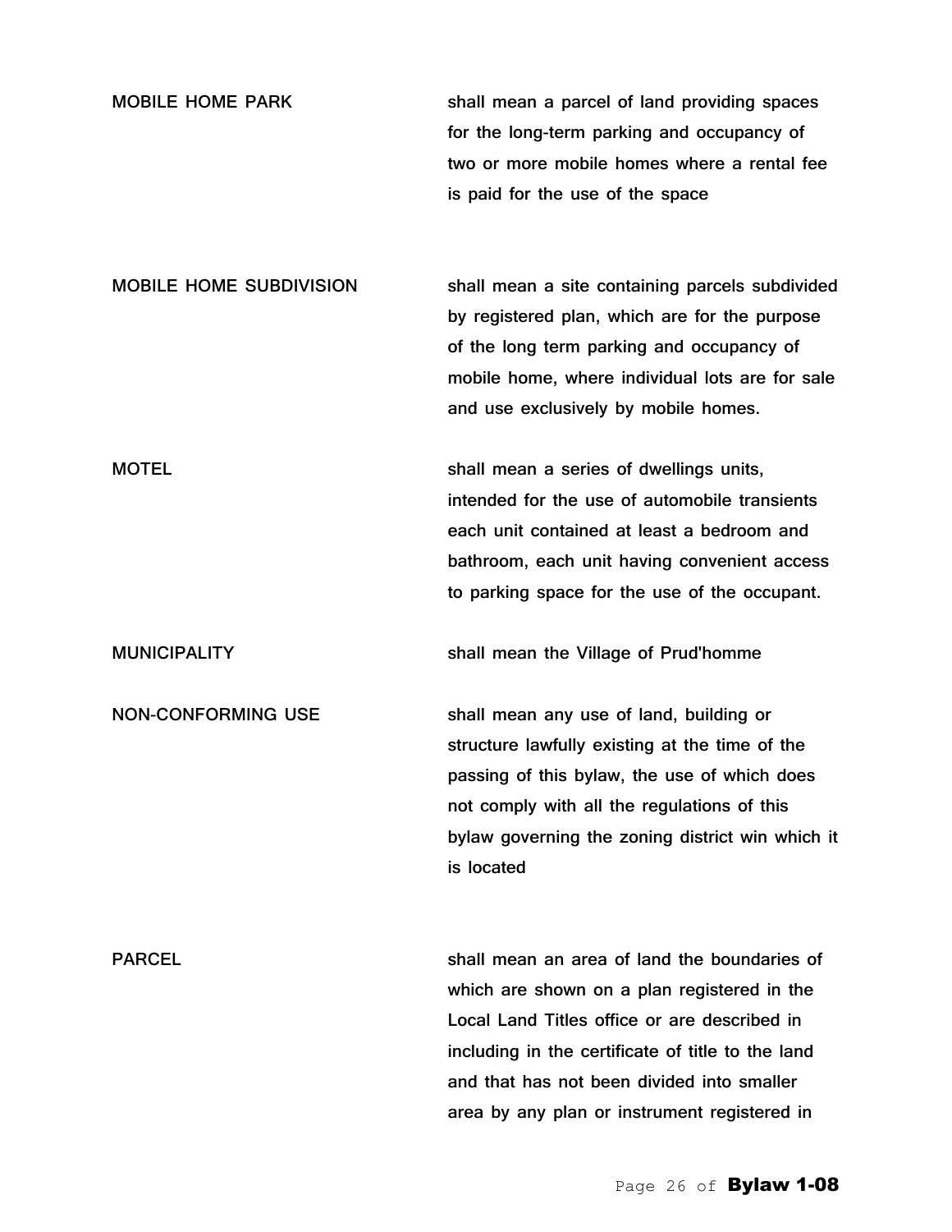| | |
|---|---|
| MOBILE HOME PARK | shall mean a parcel of land providing spaces for the long-term parking and occupancy of two or more mobile homes where a rental fee is paid for the use of the space |
| MOBILE HOME SUBDIVISION | shall mean a site containing parcels subdivided by registered plan, which are for the purpose of the long term parking and occupancy of mobile home, where individual lots are for sale and use exclusively by mobile homes. |
| MOTEL | shall mean a series of dwellings units, intended for the use of automobile transients each unit contained at least a bedroom and bathroom, each unit having convenient access to parking space for the use of the occupant. |
| MUNICIPALITY | shall mean the Village of Prud'homme |
| NON-CONFORMING USE | shall mean any use of land, building or structure lawfully existing at the time of the passing of this bylaw, the use of which does not comply with all the regulations of this bylaw governing the zoning district win which it is located |
| PARCEL | shall mean an area of land the boundaries of which are shown on a plan registered in the Local Land Titles office or are described in including in the certificate of title to the land and that has not been divided into smaller area by any plan or instrument registered in |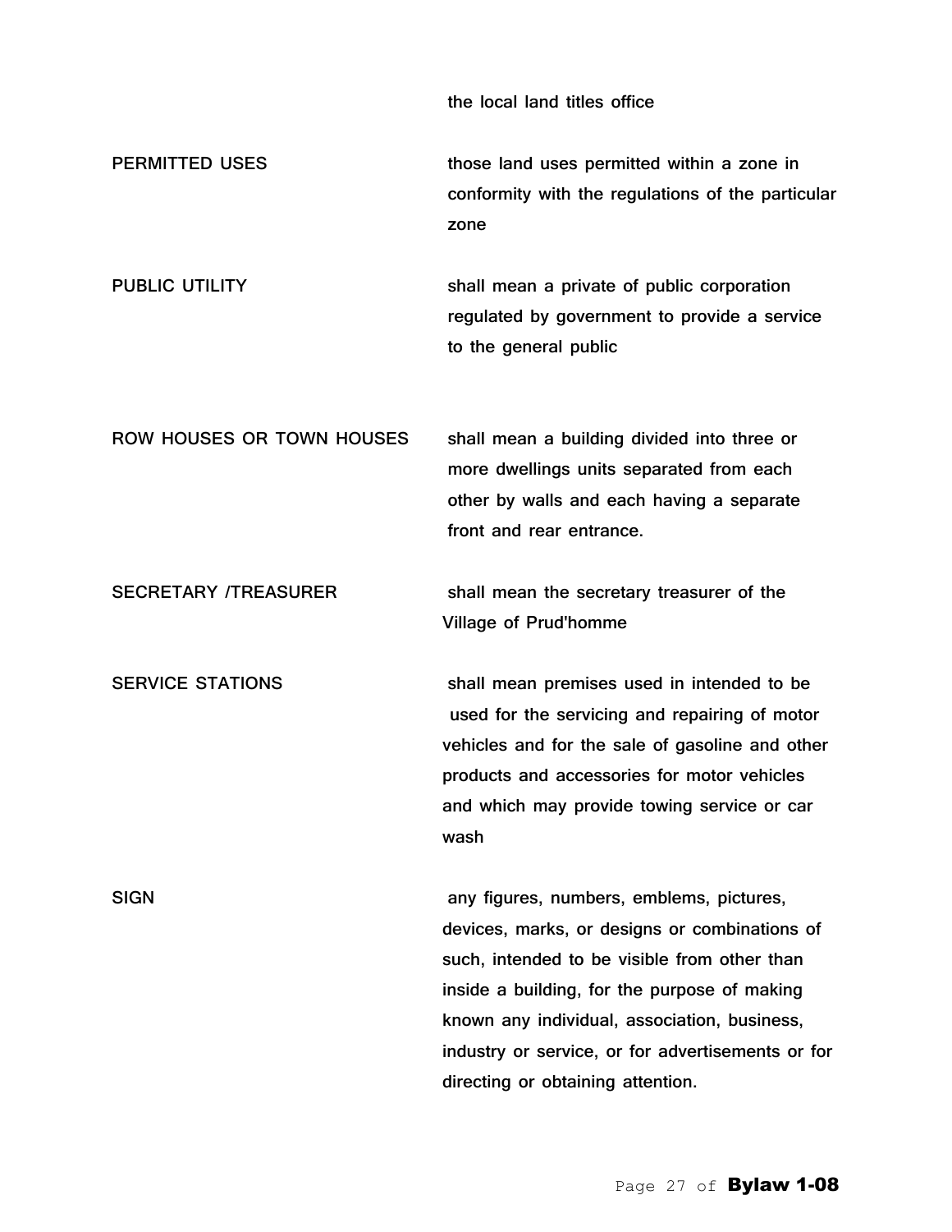the local land titles office

| | |
|---|---|
| PERMITTED USES | those land uses permitted within a zone in conformity with the regulations of the particular zone |
| PUBLIC UTILITY | shall mean a private of public corporation regulated by government to provide a service to the general public |
| ROW HOUSES OR TOWN HOUSES | shall mean a building divided into three or more dwellings units separated from each other by walls and each having a separate front and rear entrance. |
| SECRETARY /TREASURER | shall mean the secretary treasurer of the Village of Prud'homme |
| SERVICE STATIONS | shall mean premises used in intended to be used for the servicing and repairing of motor vehicles and for the sale of gasoline and other products and accessories for motor vehicles and which may provide towing service or car wash |
| SIGN | any figures, numbers, emblems, pictures, devices, marks, or designs or combinations of such, intended to be visible from other than inside a building, for the purpose of making known any individual, association, business, industry or service, or for advertisements or for directing or obtaining attention. |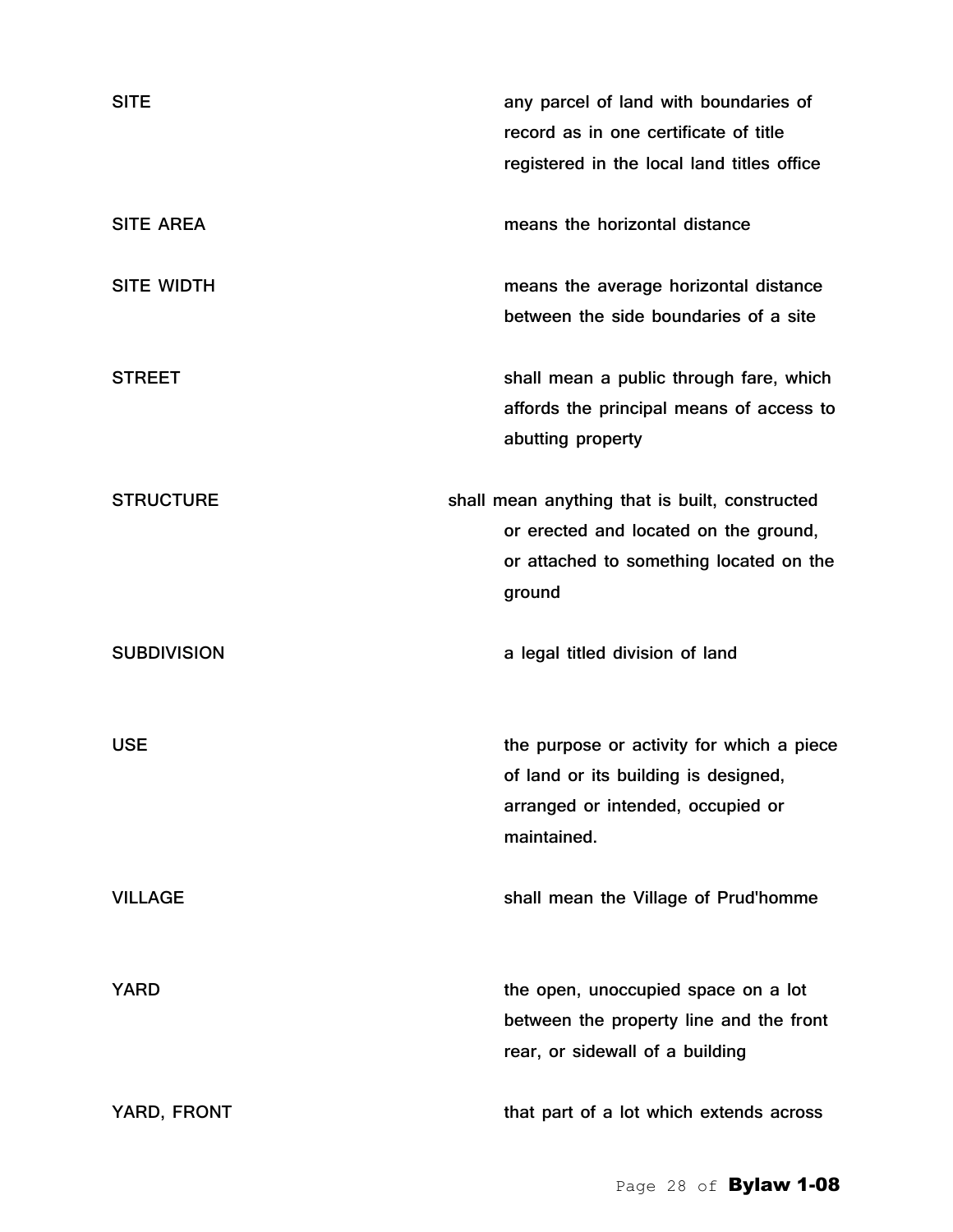| | |
|---|---|
| SITE | any parcel of land with boundaries of record as in one certificate of title registered in the local land titles office |
| SITE AREA | means the horizontal distance |
| SITE WIDTH | means the average horizontal distance between the side boundaries of a site |
| STREET | shall mean a public through fare, which affords the principal means of access to abutting property |
| STRUCTURE | shall mean anything that is built, constructed or erected and located on the ground, or attached to something located on the ground |
| SUBDIVISION | a legal titled division of land |
| USE | the purpose or activity for which a piece of land or its building is designed, arranged or intended, occupied or maintained. |
| VILLAGE | shall mean the Village of Prud'homme |
| YARD | the open, unoccupied space on a lot between the property line and the front rear, or sidewall of a building |
| YARD, FRONT | that part of a lot which extends across |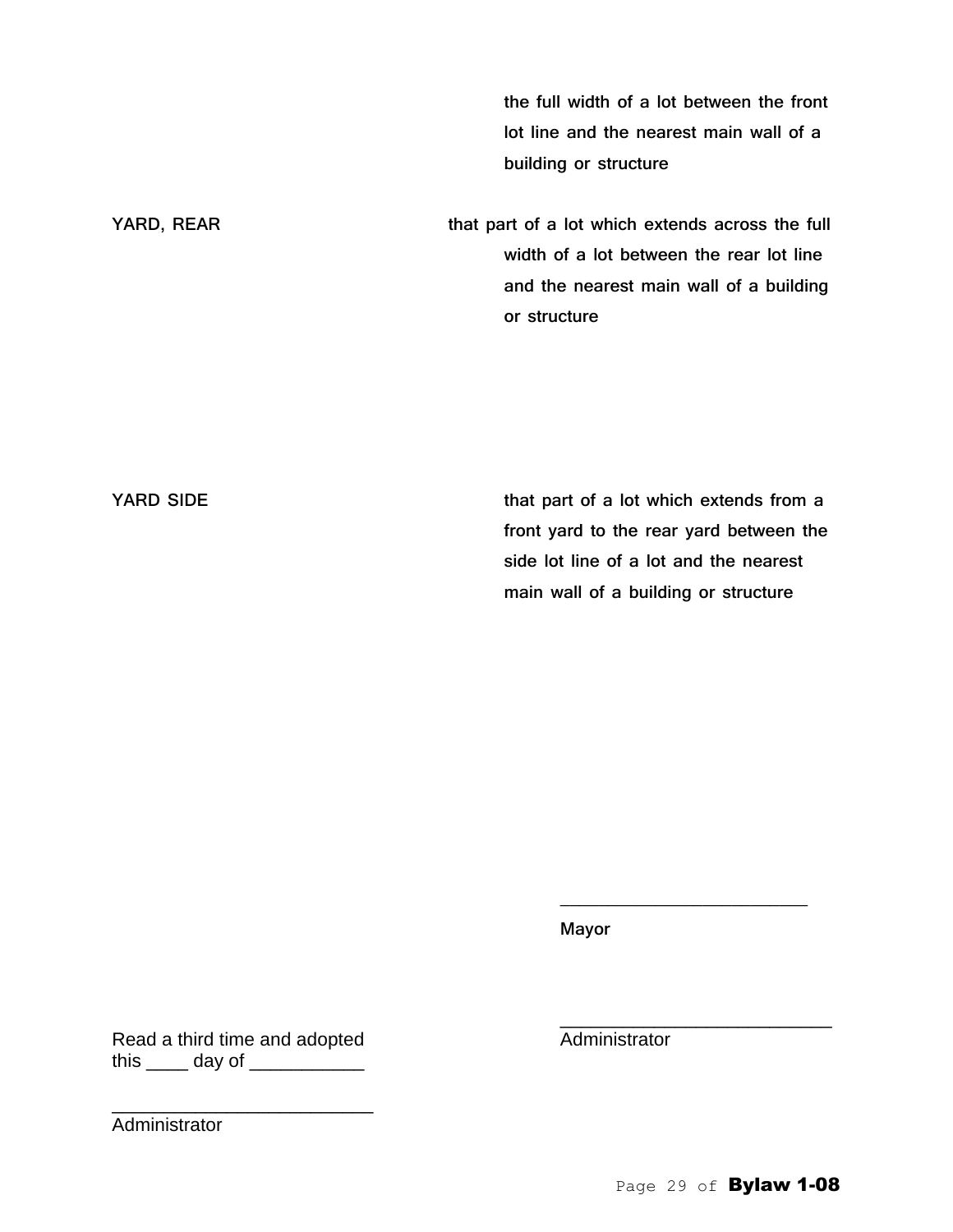the full width of a lot between the front lot line and the nearest main wall of a building or structure

| | |
|---|---|
| YARD, REAR | that part of a lot which extends across the full width of a lot between the rear lot line and the nearest main wall of a building or structure |
| YARD SIDE | that part of a lot which extends from a front yard to the rear yard between the side lot line of a lot and the nearest main wall of a building or structure |

_________________________

Mayor

Read a third time and adopted
this ____ day of ___________

___________________________
Administrator

_________________________
Administrator